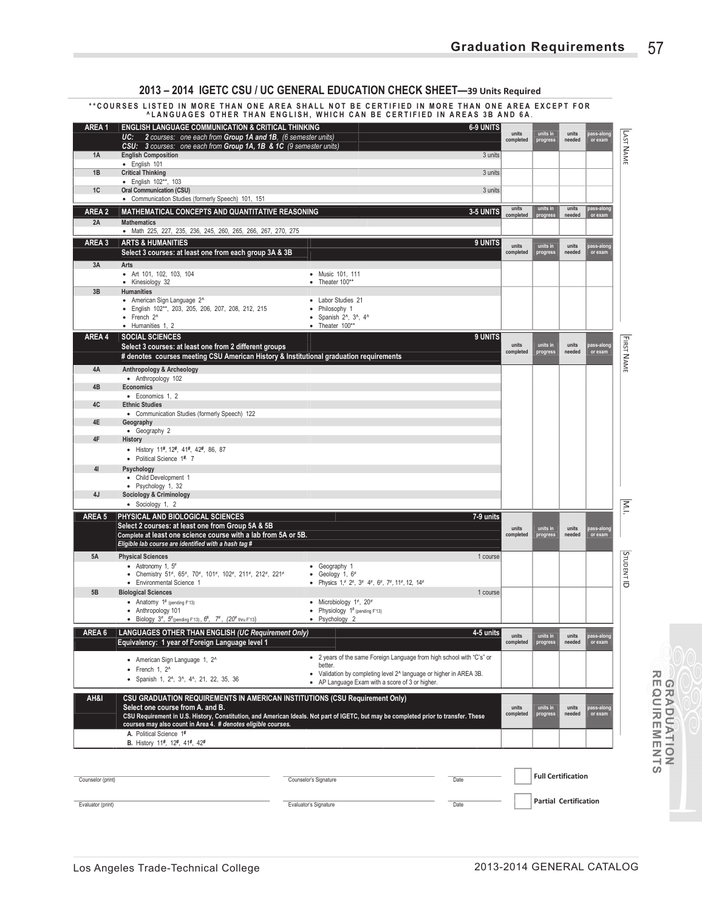## 2013 – 2014 IGETC CSU / UC GENERAL EDUCATION CHECK SHEET—39 Units Required

**COURSES LISTED IN MORE THAN ONE AREA SHALL NOT BE CERTIFIED IN MORE THAN ONE AREA EXCEPT FOR ^LANGUAGES OTHER THAN ENGLISH, WHICH CAN BE CERTIFIED IN AREAS 3B AND 6A.

| Area | Requirement | Units | units completed | units in progress | units needed | pass-along or exam |
|---|---|---|---|---|---|---|
| **AREA 1** | **ENGLISH LANGUAGE COMMUNICATION & CRITICAL THINKING** <br> *UC: 2 courses: one each from Group 1A and 1B, (6 semester units)* <br> *CSU: 3 courses: one each from Group 1A, 1B & 1C (9 semester units)* | 6-9 UNITS | | | | |
| 1A | **English Composition** <br> • English 101 | 3 units | | | | |
| 1B | **Critical Thinking** <br> • English 102**, 103 | 3 units | | | | |
| 1C | **Oral Communication (CSU)** <br> • Communication Studies (formerly Speech) 101, 151 | 3 units | | | | |
| **AREA 2** | **MATHEMATICAL CONCEPTS AND QUANTITATIVE REASONING** | 3-5 UNITS | | | | |
| 2A | **Mathematics** <br> • Math 225, 227, 235, 236, 245, 260, 265, 266, 267, 270, 275 | | | | | |
| **AREA 3** | **ARTS & HUMANITIES** <br> Select 3 courses: at least one from each group 3A & 3B | 9 UNITS | | | | |
| 3A | **Arts** <br> • Art 101, 102, 103, 104 <br> • Kinesiology 32 <br> • Music 101, 111 <br> • Theater 100** | | | | | |
| 3B | **Humanities** <br> • American Sign Language 2^ <br> • English 102**, 203, 205, 206, 207, 208, 212, 215 <br> • French 2^ <br> • Humanities 1, 2 <br> • Labor Studies 21 <br> • Philosophy 1 <br> • Spanish 2^, 3^, 4^ <br> • Theater 100** | | | | | |
| **AREA 4** | **SOCIAL SCIENCES** <br> Select 3 courses: at least one from 2 different groups <br> # denotes courses meeting CSU American History & Institutional graduation requirements | 9 UNITS | | | | |
| 4A | **Anthropology & Archeology** <br> • Anthropology 102 | | | | | |
| 4B | **Economics** <br> • Economics 1, 2 | | | | | |
| 4C | **Ethnic Studies** <br> • Communication Studies (formerly Speech) 122 | | | | | |
| 4E | **Geography** <br> • Geography 2 | | | | | |
| 4F | **History** <br> • History 11#, 12#, 41#, 42#, 86, 87 <br> • Political Science 1#, 7 | | | | | |
| 4I | **Psychology** <br> • Child Development 1 <br> • Psychology 1, 32 | | | | | |
| 4J | **Sociology & Criminology** <br> • Sociology 1, 2 | | | | | |
| **AREA 5** | **PHYSICAL AND BIOLOGICAL SCIENCES** <br> Select 2 courses: at least one from Group 5A & 5B <br> Complete at least one science course with a lab from 5A or 5B. <br> *Eligible lab course are identified with a hash tag #* | 7-9 units | | | | |
| 5A | **Physical Sciences** <br> • Astronomy 1, 5# <br> • Chemistry 51#, 65#, 70#, 101#, 102#, 211#, 212#, 221# <br> • Environmental Science 1 <br> • Geography 1 <br> • Geology 1, 6# <br> • Physics 1,# 2#, 3# 4#, 6#, 7#, 11#, 12, 14# | 1 course | | | | |
| 5B | **Biological Sciences** <br> • Anatomy 1# (pending F'13) <br> • Anthropology 101 <br> • Biology 3#, 5# (pending F'13), 6#, 7#, (20# thru F'13) <br> • Microbiology 1#, 20# <br> • Physiology 1# (pending F'13) <br> • Psychology 2 | 1 course | | | | |
| **AREA 6** | **LANGUAGES OTHER THAN ENGLISH** *(UC Requirement Only)* <br> Equivalency: 1 year of Foreign Language level 1 | 4-5 units | | | | |
| | • American Sign Language 1, 2^ <br> • French 1, 2^ <br> • Spanish 1, 2^, 3^, 4^, 21, 22, 35, 36 <br> • 2 years of the same Foreign Language from high school with "C's" or better. <br> • Validation by completing level 2^ language or higher in AREA 3B. <br> • AP Language Exam with a score of 3 or higher. | | | | | |
| **AH&I** | **CSU GRADUATION REQUIREMENTS IN AMERICAN INSTITUTIONS (CSU Requirement Only)** <br> Select one course from A. and B. <br> CSU Requirement in U.S. History, Constitution, and American Ideals. Not part of IGETC, but may be completed prior to transfer. These courses may also count in Area 4. # denotes eligible courses. <br> **A.** Political Science 1# <br> **B.** History 11#, 12#, 41#, 42# | | | | | |

Last Name ______ First Name ______ M.I. ______ Student ID ______

Counselor (print) ______ Counselor's Signature ______ Date ______

Evaluator (print) ______ Evaluator's Signature ______ Date ______

☐ Full Certification

☐ Partial Certification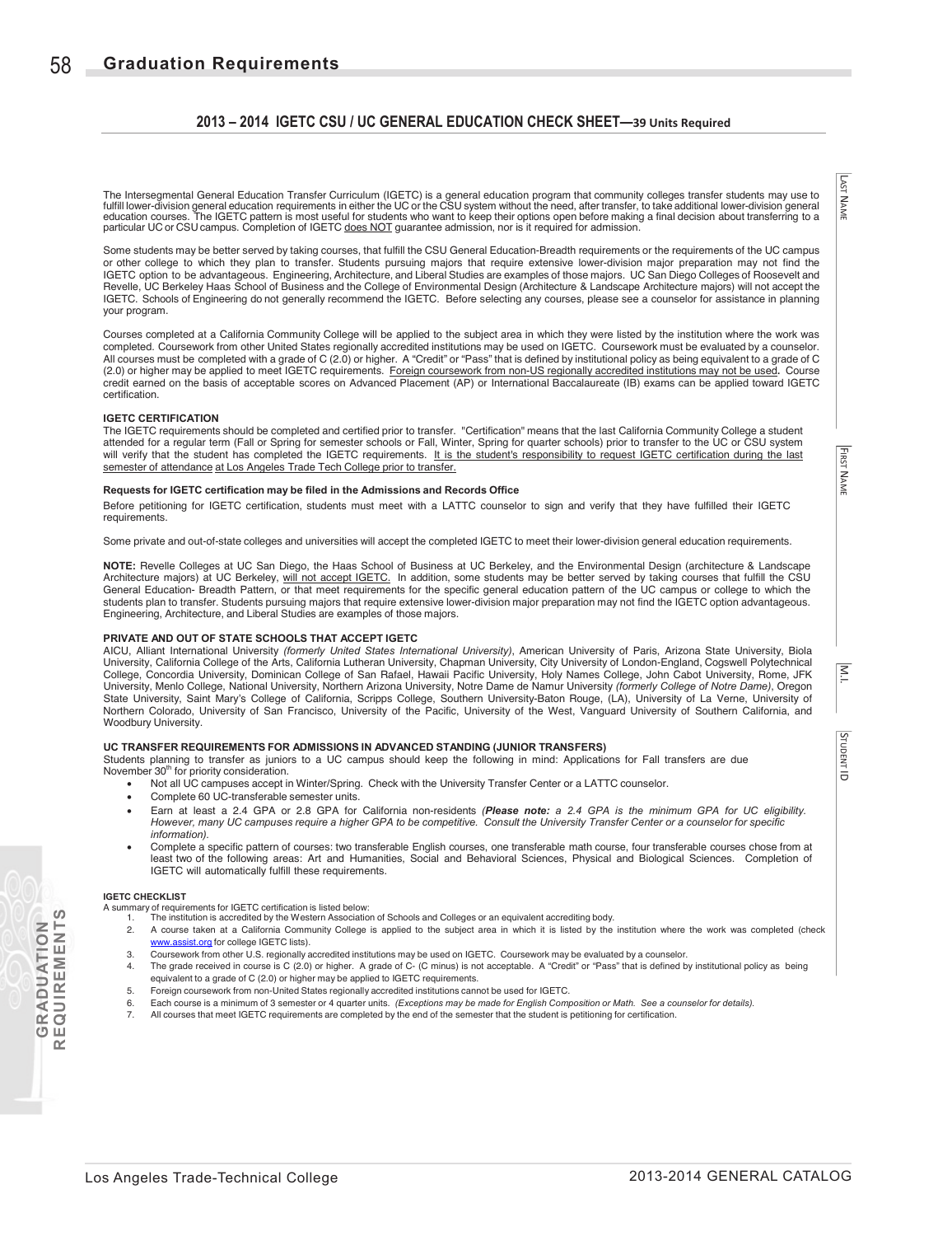## 2013 – 2014 IGETC CSU / UC GENERAL EDUCATION CHECK SHEET—39 Units Required

The Intersegmental General Education Transfer Curriculum (IGETC) is a general education program that community colleges transfer students may use to fulfill lower-division general education requirements in either the UC or the CSU system without the need, after transfer, to take additional lower-division general education courses. The IGETC pattern is most useful for students who want to keep their options open before making a final decision about transferring to a particular UC or CSU campus. Completion of IGETC does NOT guarantee admission, nor is it required for admission.

Some students may be better served by taking courses, that fulfill the CSU General Education-Breadth requirements or the requirements of the UC campus or other college to which they plan to transfer. Students pursuing majors that require extensive lower-division major preparation may not find the IGETC option to be advantageous. Engineering, Architecture, and Liberal Studies are examples of those majors. UC San Diego Colleges of Roosevelt and Revelle, UC Berkeley Haas School of Business and the College of Environmental Design (Architecture & Landscape Architecture majors) will not accept the IGETC. Schools of Engineering do not generally recommend the IGETC. Before selecting any courses, please see a counselor for assistance in planning your program.

Courses completed at a California Community College will be applied to the subject area in which they were listed by the institution where the work was completed. Coursework from other United States regionally accredited institutions may be used on IGETC. Coursework must be evaluated by a counselor. All courses must be completed with a grade of C (2.0) or higher. A "Credit" or "Pass" that is defined by institutional policy as being equivalent to a grade of C (2.0) or higher may be applied to meet IGETC requirements. Foreign coursework from non-US regionally accredited institutions may not be used**.** Course credit earned on the basis of acceptable scores on Advanced Placement (AP) or International Baccalaureate (IB) exams can be applied toward IGETC certification.

**IGETC CERTIFICATION**

The IGETC requirements should be completed and certified prior to transfer. "Certification" means that the last California Community College a student attended for a regular term (Fall or Spring for semester schools or Fall, Winter, Spring for quarter schools) prior to transfer to the UC or CSU system will verify that the student has completed the IGETC requirements. It is the student's responsibility to request IGETC certification during the last semester of attendance at Los Angeles Trade Tech College prior to transfer.

**Requests for IGETC certification may be filed in the Admissions and Records Office**

Before petitioning for IGETC certification, students must meet with a LATTC counselor to sign and verify that they have fulfilled their IGETC requirements.

Some private and out-of-state colleges and universities will accept the completed IGETC to meet their lower-division general education requirements.

**NOTE:** Revelle Colleges at UC San Diego, the Haas School of Business at UC Berkeley, and the Environmental Design (architecture & Landscape Architecture majors) at UC Berkeley, will not accept IGETC. In addition, some students may be better served by taking courses that fulfill the CSU General Education- Breadth Pattern, or that meet requirements for the specific general education pattern of the UC campus or college to which the students plan to transfer. Students pursuing majors that require extensive lower-division major preparation may not find the IGETC option advantageous. Engineering, Architecture, and Liberal Studies are examples of those majors.

**PRIVATE AND OUT OF STATE SCHOOLS THAT ACCEPT IGETC**

AICU, Alliant International University *(formerly United States International University)*, American University of Paris, Arizona State University, Biola University, California College of the Arts, California Lutheran University, Chapman University, City University of London-England, Cogswell Polytechnical College, Concordia University, Dominican College of San Rafael, Hawaii Pacific University, Holy Names College, John Cabot University, Rome, JFK University, Menlo College, National University, Northern Arizona University, Notre Dame de Namur University *(formerly College of Notre Dame)*, Oregon State University, Saint Mary's College of California, Scripps College, Southern University-Baton Rouge, (LA), University of La Verne, University of Northern Colorado, University of San Francisco, University of the Pacific, University of the West, Vanguard University of Southern California, and Woodbury University.

**UC TRANSFER REQUIREMENTS FOR ADMISSIONS IN ADVANCED STANDING (JUNIOR TRANSFERS)**

Students planning to transfer as juniors to a UC campus should keep the following in mind: Applications for Fall transfers are due November 30th for priority consideration.

- Not all UC campuses accept in Winter/Spring. Check with the University Transfer Center or a LATTC counselor.
- Complete 60 UC-transferable semester units.
- Earn at least a 2.4 GPA or 2.8 GPA for California non-residents *(**Please note:** a 2.4 GPA is the minimum GPA for UC eligibility. However, many UC campuses require a higher GPA to be competitive. Consult the University Transfer Center or a counselor for specific information).*
- Complete a specific pattern of courses: two transferable English courses, one transferable math course, four transferable courses chose from at least two of the following areas: Art and Humanities, Social and Behavioral Sciences, Physical and Biological Sciences. Completion of IGETC will automatically fulfill these requirements.

**IGETC CHECKLIST**

A summary of requirements for IGETC certification is listed below:

1. The institution is accredited by the Western Association of Schools and Colleges or an equivalent accrediting body.
2. A course taken at a California Community College is applied to the subject area in which it is listed by the institution where the work was completed (check www.assist.org for college IGETC lists).
3. Coursework from other U.S. regionally accredited institutions may be used on IGETC. Coursework may be evaluated by a counselor.
4. The grade received in course is C (2.0) or higher. A grade of C- (C minus) is not acceptable. A "Credit" or "Pass" that is defined by institutional policy as being equivalent to a grade of C (2.0) or higher may be applied to IGETC requirements.
5. Foreign coursework from non-United States regionally accredited institutions cannot be used for IGETC.
6. Each course is a minimum of 3 semester or 4 quarter units. *(Exceptions may be made for English Composition or Math. See a counselor for details).*
7. All courses that meet IGETC requirements are completed by the end of the semester that the student is petitioning for certification.

LAST NAME

FIRST NAME

M.I.

STUDENT ID